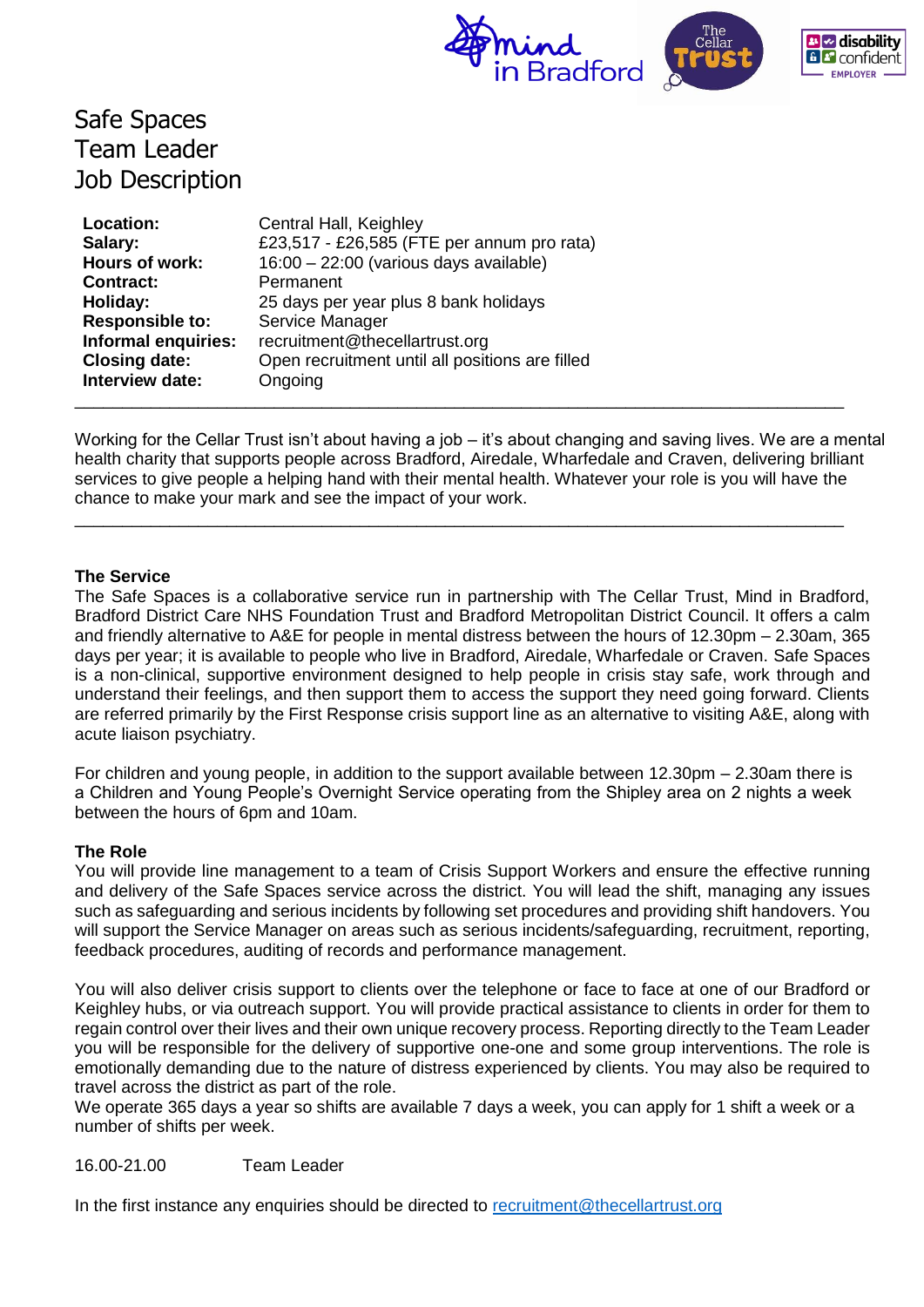# Safe Spaces Team Leader Job Description

| | |
|---|---|
| **Location:** | Central Hall, Keighley |
| **Salary:** | £23,517 - £26,585 (FTE per annum pro rata) |
| **Hours of work:** | 16:00 – 22:00 (various days available) |
| **Contract:** | Permanent |
| **Holiday:** | 25 days per year plus 8 bank holidays |
| **Responsible to:** | Service Manager |
| **Informal enquiries:** | recruitment@thecellartrust.org |
| **Closing date:** | Open recruitment until all positions are filled |
| **Interview date:** | Ongoing |

---

Working for the Cellar Trust isn't about having a job – it's about changing and saving lives. We are a mental health charity that supports people across Bradford, Airedale, Wharfedale and Craven, delivering brilliant services to give people a helping hand with their mental health. Whatever your role is you will have the chance to make your mark and see the impact of your work.

---

**The Service**

The Safe Spaces is a collaborative service run in partnership with The Cellar Trust, Mind in Bradford, Bradford District Care NHS Foundation Trust and Bradford Metropolitan District Council. It offers a calm and friendly alternative to A&E for people in mental distress between the hours of 12.30pm – 2.30am, 365 days per year; it is available to people who live in Bradford, Airedale, Wharfedale or Craven. Safe Spaces is a non-clinical, supportive environment designed to help people in crisis stay safe, work through and understand their feelings, and then support them to access the support they need going forward. Clients are referred primarily by the First Response crisis support line as an alternative to visiting A&E, along with acute liaison psychiatry.

For children and young people, in addition to the support available between 12.30pm – 2.30am there is a Children and Young People's Overnight Service operating from the Shipley area on 2 nights a week between the hours of 6pm and 10am.

**The Role**

You will provide line management to a team of Crisis Support Workers and ensure the effective running and delivery of the Safe Spaces service across the district. You will lead the shift, managing any issues such as safeguarding and serious incidents by following set procedures and providing shift handovers. You will support the Service Manager on areas such as serious incidents/safeguarding, recruitment, reporting, feedback procedures, auditing of records and performance management.

You will also deliver crisis support to clients over the telephone or face to face at one of our Bradford or Keighley hubs, or via outreach support. You will provide practical assistance to clients in order for them to regain control over their lives and their own unique recovery process. Reporting directly to the Team Leader you will be responsible for the delivery of supportive one-one and some group interventions. The role is emotionally demanding due to the nature of distress experienced by clients. You may also be required to travel across the district as part of the role.

We operate 365 days a year so shifts are available 7 days a week, you can apply for 1 shift a week or a number of shifts per week.

16.00-21.00 Team Leader

In the first instance any enquiries should be directed to recruitment@thecellartrust.org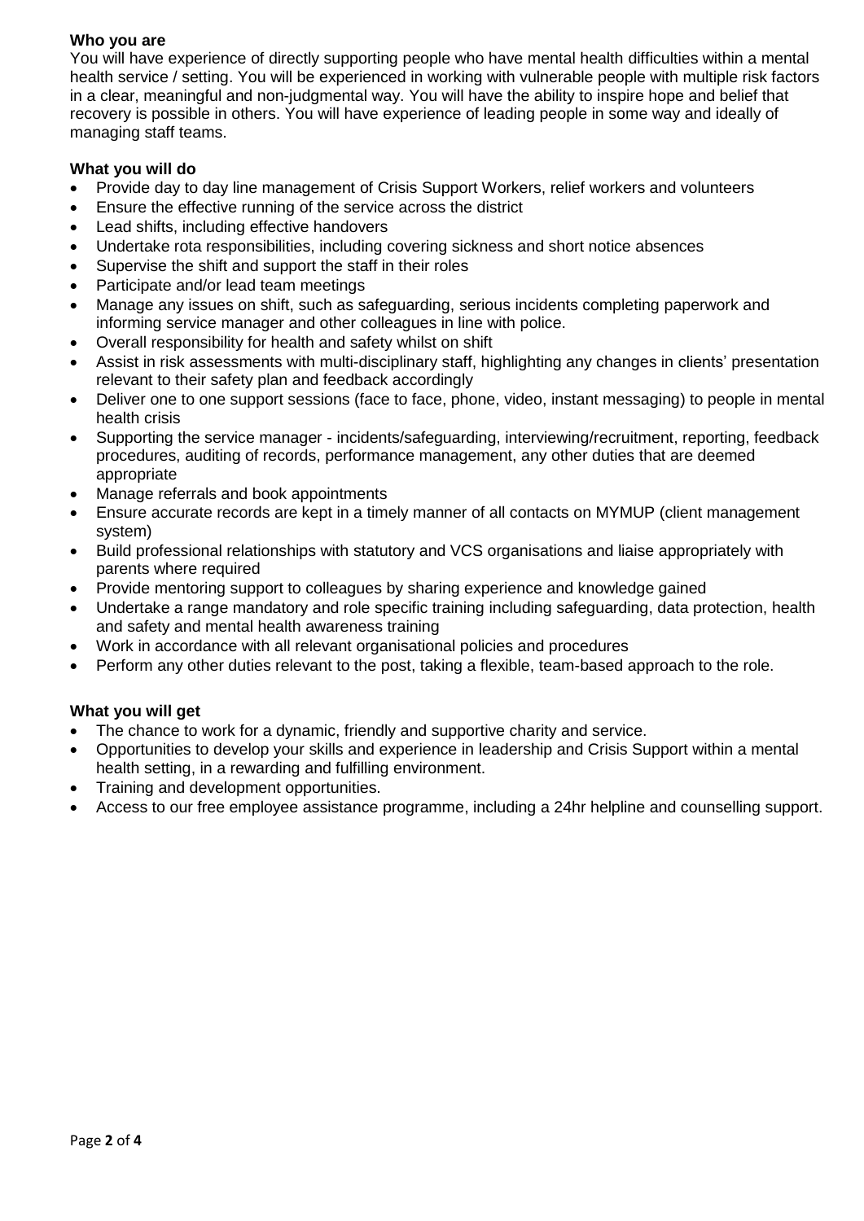**Who you are**

You will have experience of directly supporting people who have mental health difficulties within a mental health service / setting. You will be experienced in working with vulnerable people with multiple risk factors in a clear, meaningful and non-judgmental way. You will have the ability to inspire hope and belief that recovery is possible in others. You will have experience of leading people in some way and ideally of managing staff teams.

**What you will do**

- Provide day to day line management of Crisis Support Workers, relief workers and volunteers
- Ensure the effective running of the service across the district
- Lead shifts, including effective handovers
- Undertake rota responsibilities, including covering sickness and short notice absences
- Supervise the shift and support the staff in their roles
- Participate and/or lead team meetings
- Manage any issues on shift, such as safeguarding, serious incidents completing paperwork and informing service manager and other colleagues in line with police.
- Overall responsibility for health and safety whilst on shift
- Assist in risk assessments with multi-disciplinary staff, highlighting any changes in clients' presentation relevant to their safety plan and feedback accordingly
- Deliver one to one support sessions (face to face, phone, video, instant messaging) to people in mental health crisis
- Supporting the service manager - incidents/safeguarding, interviewing/recruitment, reporting, feedback procedures, auditing of records, performance management, any other duties that are deemed appropriate
- Manage referrals and book appointments
- Ensure accurate records are kept in a timely manner of all contacts on MYMUP (client management system)
- Build professional relationships with statutory and VCS organisations and liaise appropriately with parents where required
- Provide mentoring support to colleagues by sharing experience and knowledge gained
- Undertake a range mandatory and role specific training including safeguarding, data protection, health and safety and mental health awareness training
- Work in accordance with all relevant organisational policies and procedures
- Perform any other duties relevant to the post, taking a flexible, team-based approach to the role.

**What you will get**

- The chance to work for a dynamic, friendly and supportive charity and service.
- Opportunities to develop your skills and experience in leadership and Crisis Support within a mental health setting, in a rewarding and fulfilling environment.
- Training and development opportunities.
- Access to our free employee assistance programme, including a 24hr helpline and counselling support.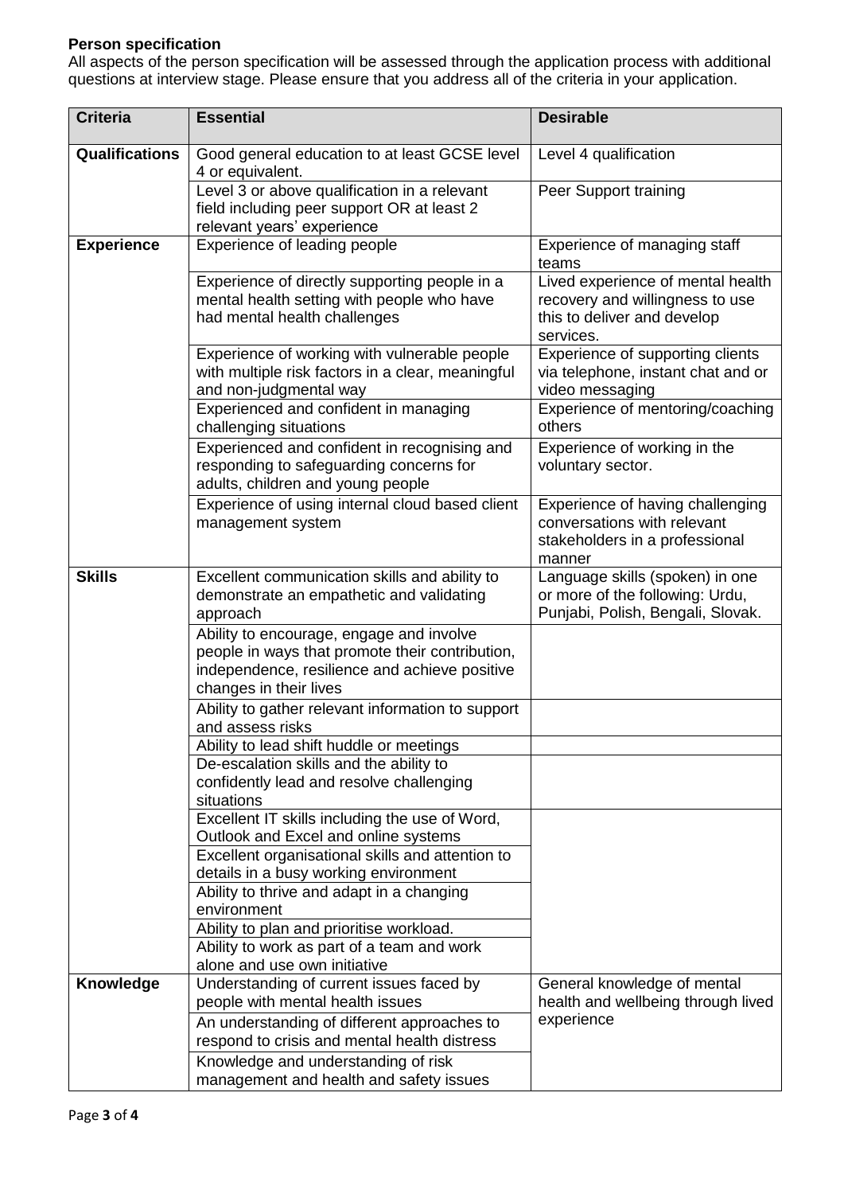**Person specification**

All aspects of the person specification will be assessed through the application process with additional questions at interview stage. Please ensure that you address all of the criteria in your application.

| Criteria | Essential | Desirable |
|---|---|---|
| **Qualifications** | Good general education to at least GCSE level 4 or equivalent. | Level 4 qualification |
| | Level 3 or above qualification in a relevant field including peer support OR at least 2 relevant years' experience | Peer Support training |
| **Experience** | Experience of leading people | Experience of managing staff teams |
| | Experience of directly supporting people in a mental health setting with people who have had mental health challenges | Lived experience of mental health recovery and willingness to use this to deliver and develop services. |
| | Experience of working with vulnerable people with multiple risk factors in a clear, meaningful and non-judgmental way | Experience of supporting clients via telephone, instant chat and or video messaging |
| | Experienced and confident in managing challenging situations | Experience of mentoring/coaching others |
| | Experienced and confident in recognising and responding to safeguarding concerns for adults, children and young people | Experience of working in the voluntary sector. |
| | Experience of using internal cloud based client management system | Experience of having challenging conversations with relevant stakeholders in a professional manner |
| **Skills** | Excellent communication skills and ability to demonstrate an empathetic and validating approach | Language skills (spoken) in one or more of the following: Urdu, Punjabi, Polish, Bengali, Slovak. |
| | Ability to encourage, engage and involve people in ways that promote their contribution, independence, resilience and achieve positive changes in their lives | |
| | Ability to gather relevant information to support and assess risks | |
| | Ability to lead shift huddle or meetings | |
| | De-escalation skills and the ability to confidently lead and resolve challenging situations | |
| | Excellent IT skills including the use of Word, Outlook and Excel and online systems | |
| | Excellent organisational skills and attention to details in a busy working environment | |
| | Ability to thrive and adapt in a changing environment | |
| | Ability to plan and prioritise workload. | |
| | Ability to work as part of a team and work alone and use own initiative | |
| **Knowledge** | Understanding of current issues faced by people with mental health issues | General knowledge of mental health and wellbeing through lived experience |
| | An understanding of different approaches to respond to crisis and mental health distress | |
| | Knowledge and understanding of risk management and health and safety issues | |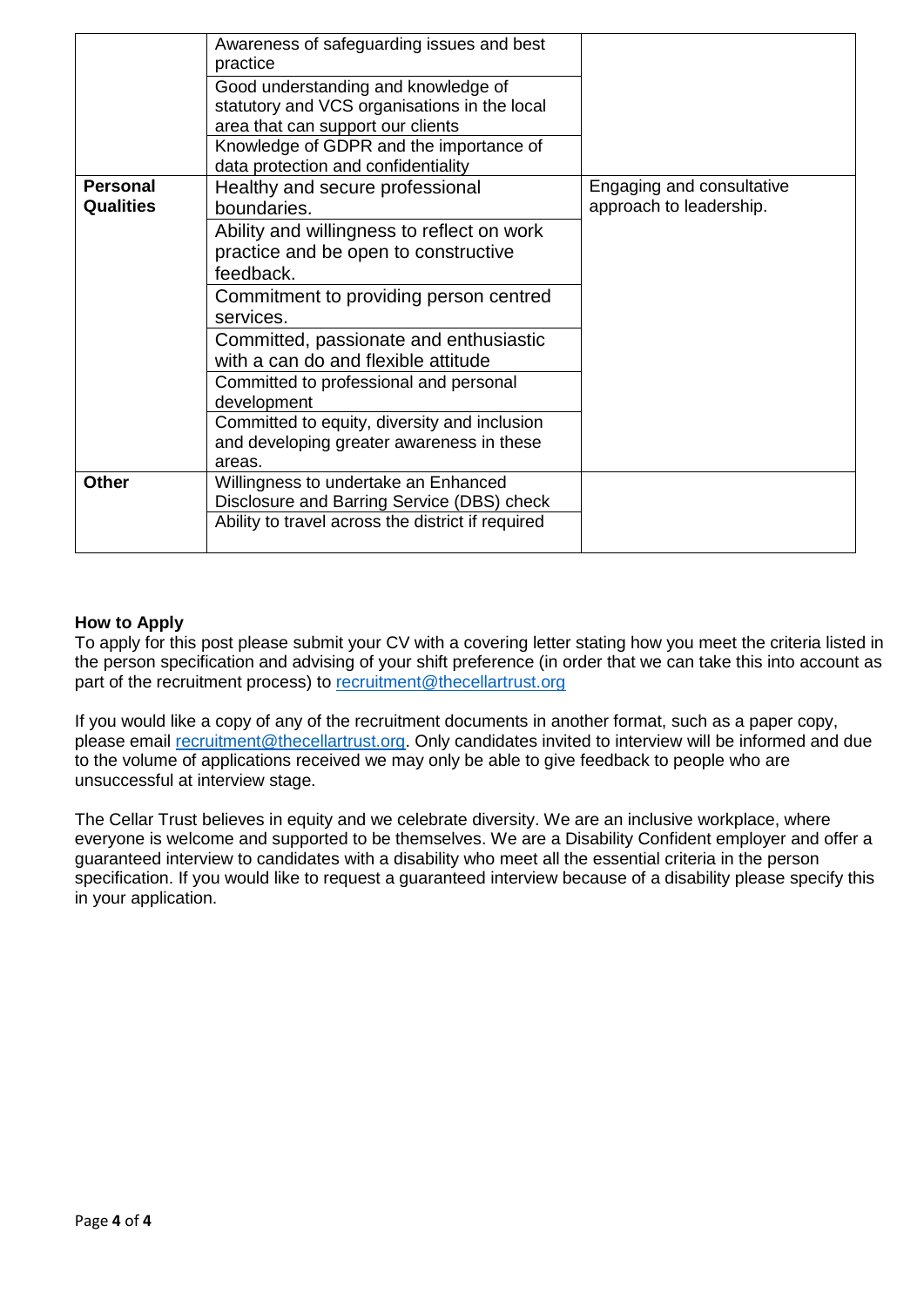| | | |
|---|---|---|
| | Awareness of safeguarding issues and best practice | |
| | Good understanding and knowledge of statutory and VCS organisations in the local area that can support our clients | |
| | Knowledge of GDPR and the importance of data protection and confidentiality | |
| **Personal Qualities** | Healthy and secure professional boundaries. | Engaging and consultative approach to leadership. |
| | Ability and willingness to reflect on work practice and be open to constructive feedback. | |
| | Commitment to providing person centred services. | |
| | Committed, passionate and enthusiastic with a can do and flexible attitude | |
| | Committed to professional and personal development | |
| | Committed to equity, diversity and inclusion and developing greater awareness in these areas. | |
| **Other** | Willingness to undertake an Enhanced Disclosure and Barring Service (DBS) check | |
| | Ability to travel across the district if required | |

**How to Apply**

To apply for this post please submit your CV with a covering letter stating how you meet the criteria listed in the person specification and advising of your shift preference (in order that we can take this into account as part of the recruitment process) to recruitment@thecellartrust.org

If you would like a copy of any of the recruitment documents in another format, such as a paper copy, please email recruitment@thecellartrust.org. Only candidates invited to interview will be informed and due to the volume of applications received we may only be able to give feedback to people who are unsuccessful at interview stage.

The Cellar Trust believes in equity and we celebrate diversity. We are an inclusive workplace, where everyone is welcome and supported to be themselves. We are a Disability Confident employer and offer a guaranteed interview to candidates with a disability who meet all the essential criteria in the person specification. If you would like to request a guaranteed interview because of a disability please specify this in your application.